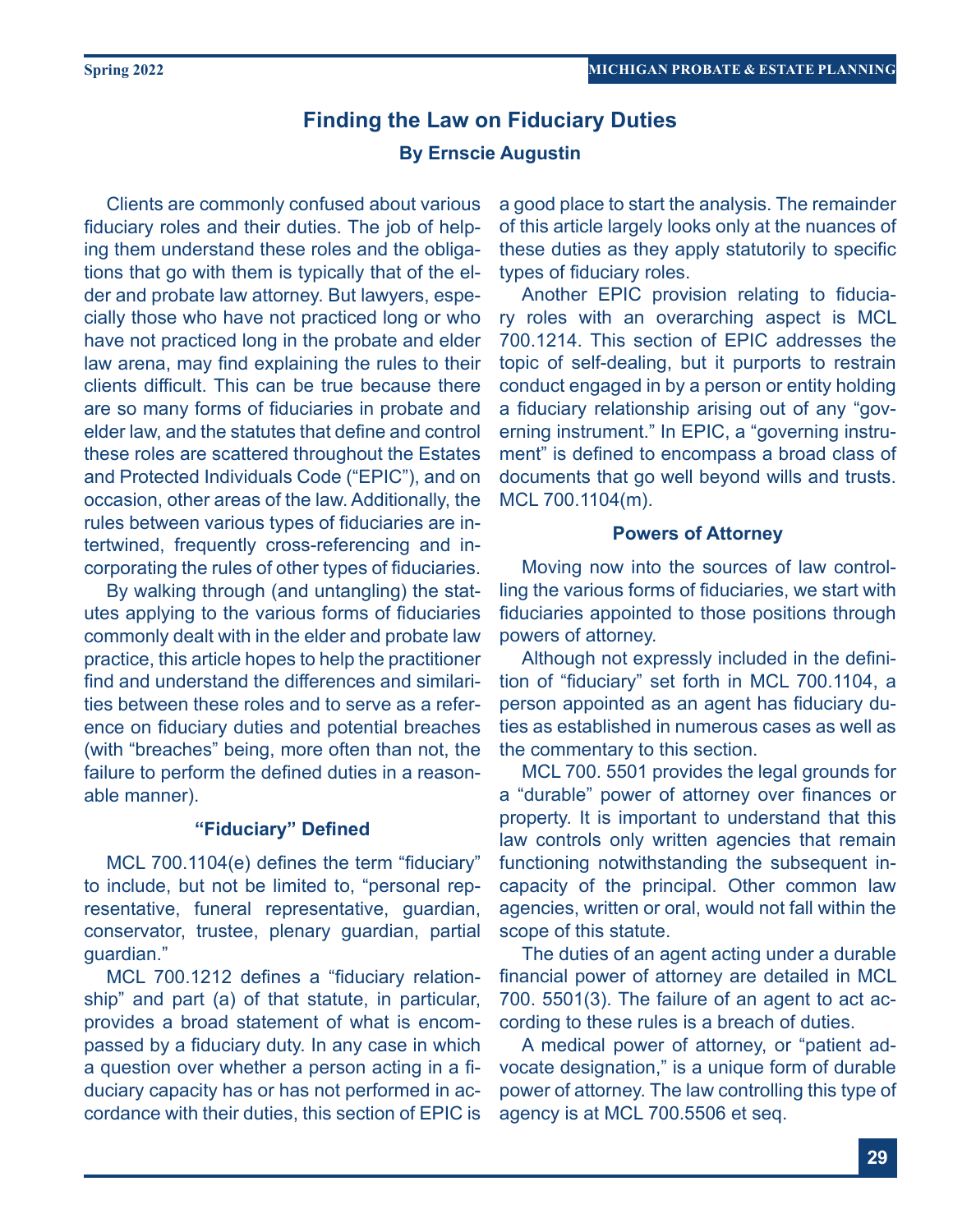# Finding the Law on Fiduciary Duties

**By Ernscie Augustin**

Clients are commonly confused about various fiduciary roles and their duties. The job of helping them understand these roles and the obligations that go with them is typically that of the elder and probate law attorney. But lawyers, especially those who have not practiced long or who have not practiced long in the probate and elder law arena, may find explaining the rules to their clients difficult. This can be true because there are so many forms of fiduciaries in probate and elder law, and the statutes that define and control these roles are scattered throughout the Estates and Protected Individuals Code ("EPIC"), and on occasion, other areas of the law. Additionally, the rules between various types of fiduciaries are intertwined, frequently cross-referencing and incorporating the rules of other types of fiduciaries.

By walking through (and untangling) the statutes applying to the various forms of fiduciaries commonly dealt with in the elder and probate law practice, this article hopes to help the practitioner find and understand the differences and similarities between these roles and to serve as a reference on fiduciary duties and potential breaches (with "breaches" being, more often than not, the failure to perform the defined duties in a reasonable manner).

### "Fiduciary" Defined

MCL 700.1104(e) defines the term "fiduciary" to include, but not be limited to, "personal representative, funeral representative, guardian, conservator, trustee, plenary guardian, partial guardian."

MCL 700.1212 defines a "fiduciary relationship" and part (a) of that statute, in particular, provides a broad statement of what is encompassed by a fiduciary duty. In any case in which a question over whether a person acting in a fiduciary capacity has or has not performed in accordance with their duties, this section of EPIC is a good place to start the analysis. The remainder of this article largely looks only at the nuances of these duties as they apply statutorily to specific types of fiduciary roles.

Another EPIC provision relating to fiduciary roles with an overarching aspect is MCL 700.1214. This section of EPIC addresses the topic of self-dealing, but it purports to restrain conduct engaged in by a person or entity holding a fiduciary relationship arising out of any "governing instrument." In EPIC, a "governing instrument" is defined to encompass a broad class of documents that go well beyond wills and trusts. MCL 700.1104(m).

### Powers of Attorney

Moving now into the sources of law controlling the various forms of fiduciaries, we start with fiduciaries appointed to those positions through powers of attorney.

Although not expressly included in the definition of "fiduciary" set forth in MCL 700.1104, a person appointed as an agent has fiduciary duties as established in numerous cases as well as the commentary to this section.

MCL 700. 5501 provides the legal grounds for a "durable" power of attorney over finances or property. It is important to understand that this law controls only written agencies that remain functioning notwithstanding the subsequent incapacity of the principal. Other common law agencies, written or oral, would not fall within the scope of this statute.

The duties of an agent acting under a durable financial power of attorney are detailed in MCL 700. 5501(3). The failure of an agent to act according to these rules is a breach of duties.

A medical power of attorney, or "patient advocate designation," is a unique form of durable power of attorney. The law controlling this type of agency is at MCL 700.5506 et seq.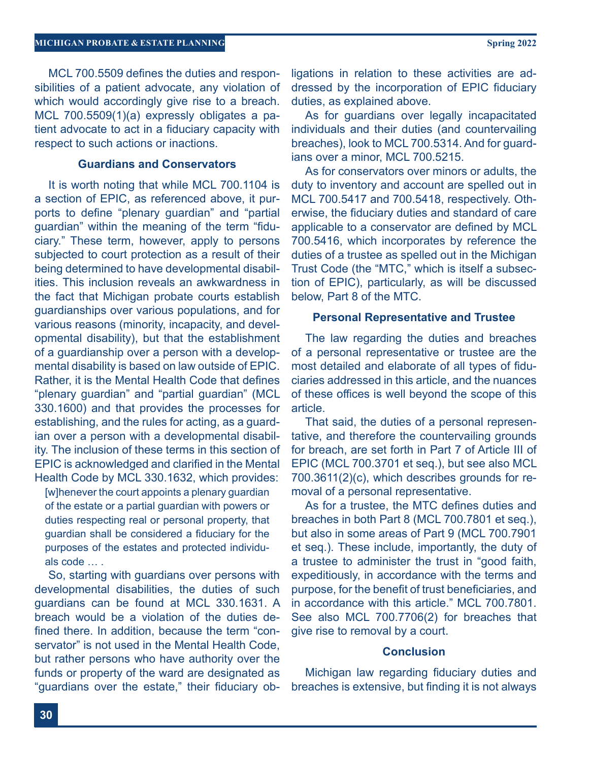MCL 700.5509 defines the duties and responsibilities of a patient advocate, any violation of which would accordingly give rise to a breach. MCL 700.5509(1)(a) expressly obligates a patient advocate to act in a fiduciary capacity with respect to such actions or inactions.

### Guardians and Conservators

It is worth noting that while MCL 700.1104 is a section of EPIC, as referenced above, it purports to define "plenary guardian" and "partial guardian" within the meaning of the term "fiduciary." These term, however, apply to persons subjected to court protection as a result of their being determined to have developmental disabilities. This inclusion reveals an awkwardness in the fact that Michigan probate courts establish guardianships over various populations, and for various reasons (minority, incapacity, and developmental disability), but that the establishment of a guardianship over a person with a developmental disability is based on law outside of EPIC. Rather, it is the Mental Health Code that defines "plenary guardian" and "partial guardian" (MCL 330.1600) and that provides the processes for establishing, and the rules for acting, as a guardian over a person with a developmental disability. The inclusion of these terms in this section of EPIC is acknowledged and clarified in the Mental Health Code by MCL 330.1632, which provides:

> [w]henever the court appoints a plenary guardian of the estate or a partial guardian with powers or duties respecting real or personal property, that guardian shall be considered a fiduciary for the purposes of the estates and protected individuals code … .

So, starting with guardians over persons with developmental disabilities, the duties of such guardians can be found at MCL 330.1631. A breach would be a violation of the duties defined there. In addition, because the term "conservator" is not used in the Mental Health Code, but rather persons who have authority over the funds or property of the ward are designated as "guardians over the estate," their fiduciary obligations in relation to these activities are addressed by the incorporation of EPIC fiduciary duties, as explained above.

As for guardians over legally incapacitated individuals and their duties (and countervailing breaches), look to MCL 700.5314. And for guardians over a minor, MCL 700.5215.

As for conservators over minors or adults, the duty to inventory and account are spelled out in MCL 700.5417 and 700.5418, respectively. Otherwise, the fiduciary duties and standard of care applicable to a conservator are defined by MCL 700.5416, which incorporates by reference the duties of a trustee as spelled out in the Michigan Trust Code (the "MTC," which is itself a subsection of EPIC), particularly, as will be discussed below, Part 8 of the MTC.

### Personal Representative and Trustee

The law regarding the duties and breaches of a personal representative or trustee are the most detailed and elaborate of all types of fiduciaries addressed in this article, and the nuances of these offices is well beyond the scope of this article.

That said, the duties of a personal representative, and therefore the countervailing grounds for breach, are set forth in Part 7 of Article III of EPIC (MCL 700.3701 et seq.), but see also MCL 700.3611(2)(c), which describes grounds for removal of a personal representative.

As for a trustee, the MTC defines duties and breaches in both Part 8 (MCL 700.7801 et seq.), but also in some areas of Part 9 (MCL 700.7901 et seq.). These include, importantly, the duty of a trustee to administer the trust in "good faith, expeditiously, in accordance with the terms and purpose, for the benefit of trust beneficiaries, and in accordance with this article." MCL 700.7801. See also MCL 700.7706(2) for breaches that give rise to removal by a court.

### Conclusion

Michigan law regarding fiduciary duties and breaches is extensive, but finding it is not always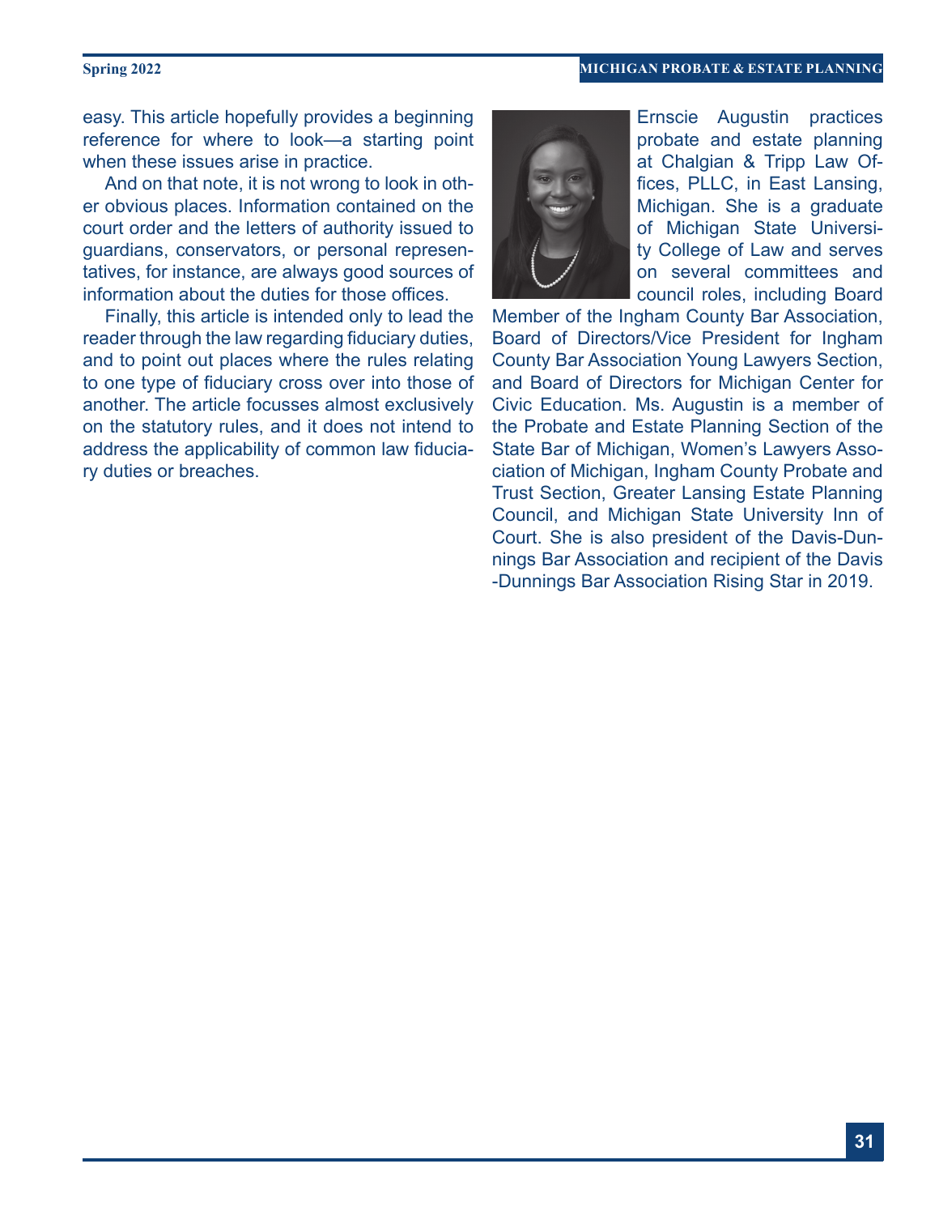easy. This article hopefully provides a beginning reference for where to look—a starting point when these issues arise in practice.

And on that note, it is not wrong to look in other obvious places. Information contained on the court order and the letters of authority issued to guardians, conservators, or personal representatives, for instance, are always good sources of information about the duties for those offices.

Finally, this article is intended only to lead the reader through the law regarding fiduciary duties, and to point out places where the rules relating to one type of fiduciary cross over into those of another. The article focusses almost exclusively on the statutory rules, and it does not intend to address the applicability of common law fiduciary duties or breaches.

Ernscie Augustin practices probate and estate planning at Chalgian & Tripp Law Offices, PLLC, in East Lansing, Michigan. She is a graduate of Michigan State University College of Law and serves on several committees and council roles, including Board Member of the Ingham County Bar Association, Board of Directors/Vice President for Ingham County Bar Association Young Lawyers Section, and Board of Directors for Michigan Center for Civic Education. Ms. Augustin is a member of the Probate and Estate Planning Section of the State Bar of Michigan, Women's Lawyers Association of Michigan, Ingham County Probate and Trust Section, Greater Lansing Estate Planning Council, and Michigan State University Inn of Court. She is also president of the Davis-Dunnings Bar Association and recipient of the Davis -Dunnings Bar Association Rising Star in 2019.